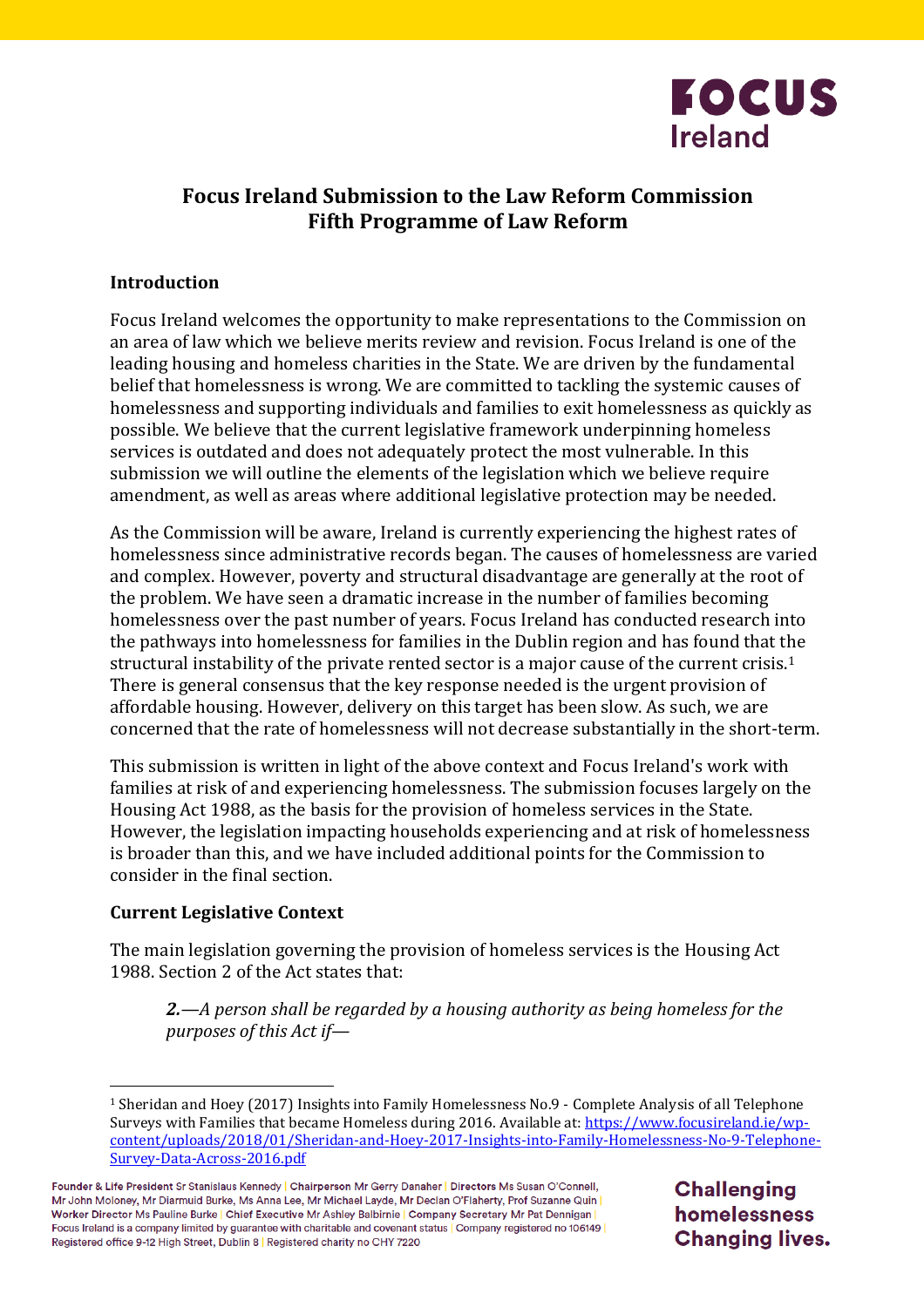# Focus Ireland Submission to the Law Reform Commission Fifth Programme of Law Reform

## Introduction

Focus Ireland welcomes the opportunity to make representations to the Commission on an area of law which we believe merits review and revision. Focus Ireland is one of the leading housing and homeless charities in the State. We are driven by the fundamental belief that homelessness is wrong. We are committed to tackling the systemic causes of homelessness and supporting individuals and families to exit homelessness as quickly as possible. We believe that the current legislative framework underpinning homeless services is outdated and does not adequately protect the most vulnerable. In this submission we will outline the elements of the legislation which we believe require amendment, as well as areas where additional legislative protection may be needed.

As the Commission will be aware, Ireland is currently experiencing the highest rates of homelessness since administrative records began. The causes of homelessness are varied and complex. However, poverty and structural disadvantage are generally at the root of the problem. We have seen a dramatic increase in the number of families becoming homelessness over the past number of years. Focus Ireland has conducted research into the pathways into homelessness for families in the Dublin region and has found that the structural instability of the private rented sector is a major cause of the current crisis.[1] There is general consensus that the key response needed is the urgent provision of affordable housing. However, delivery on this target has been slow. As such, we are concerned that the rate of homelessness will not decrease substantially in the short-term.

This submission is written in light of the above context and Focus Ireland's work with families at risk of and experiencing homelessness. The submission focuses largely on the Housing Act 1988, as the basis for the provision of homeless services in the State. However, the legislation impacting households experiencing and at risk of homelessness is broader than this, and we have included additional points for the Commission to consider in the final section.

## Current Legislative Context

The main legislation governing the provision of homeless services is the Housing Act 1988. Section 2 of the Act states that:

> ***2.***—*A person shall be regarded by a housing authority as being homeless for the purposes of this Act if*—

---

[1] Sheridan and Hoey (2017) Insights into Family Homelessness No.9 - Complete Analysis of all Telephone Surveys with Families that became Homeless during 2016. Available at: https://www.focusireland.ie/wp-content/uploads/2018/01/Sheridan-and-Hoey-2017-Insights-into-Family-Homelessness-No-9-Telephone-Survey-Data-Across-2016.pdf

Founder & Life President Sr Stanislaus Kennedy | Chairperson Mr Gerry Danaher | Directors Ms Susan O'Connell, Mr John Moloney, Mr Diarmuid Burke, Ms Anna Lee, Mr Michael Layde, Mr Declan O'Flaherty, Prof Suzanne Quin | Worker Director Ms Pauline Burke | Chief Executive Mr Ashley Balbirnie | Company Secretary Mr Pat Dennigan | Focus Ireland is a company limited by guarantee with charitable and covenant status | Company registered no 106149 | Registered office 9-12 High Street, Dublin 8 | Registered charity no CHY 7220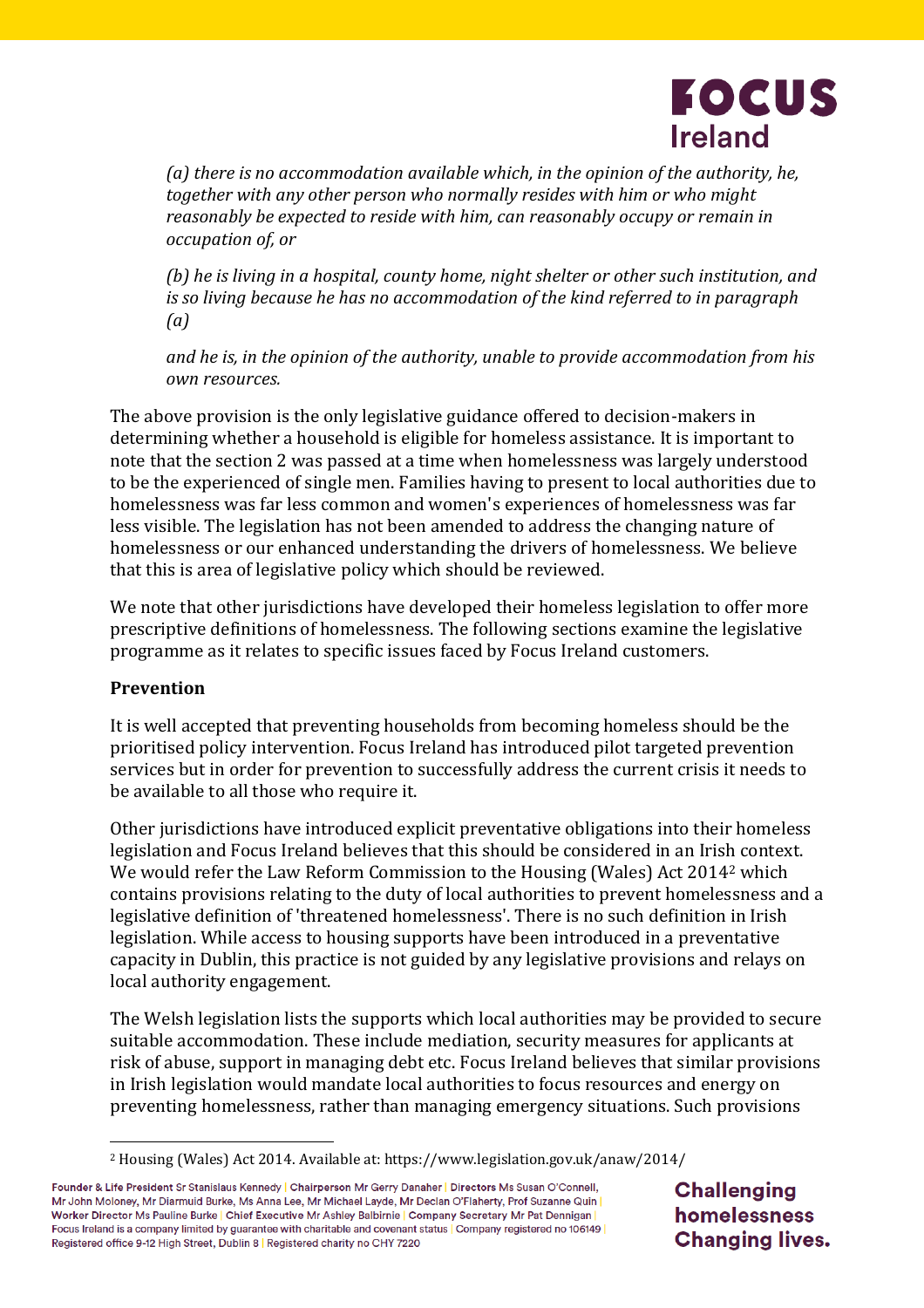*(a) there is no accommodation available which, in the opinion of the authority, he, together with any other person who normally resides with him or who might reasonably be expected to reside with him, can reasonably occupy or remain in occupation of, or*

*(b) he is living in a hospital, county home, night shelter or other such institution, and is so living because he has no accommodation of the kind referred to in paragraph (a)*

*and he is, in the opinion of the authority, unable to provide accommodation from his own resources.*

The above provision is the only legislative guidance offered to decision-makers in determining whether a household is eligible for homeless assistance. It is important to note that the section 2 was passed at a time when homelessness was largely understood to be the experienced of single men. Families having to present to local authorities due to homelessness was far less common and women's experiences of homelessness was far less visible. The legislation has not been amended to address the changing nature of homelessness or our enhanced understanding the drivers of homelessness. We believe that this is area of legislative policy which should be reviewed.

We note that other jurisdictions have developed their homeless legislation to offer more prescriptive definitions of homelessness. The following sections examine the legislative programme as it relates to specific issues faced by Focus Ireland customers.

**Prevention**

It is well accepted that preventing households from becoming homeless should be the prioritised policy intervention. Focus Ireland has introduced pilot targeted prevention services but in order for prevention to successfully address the current crisis it needs to be available to all those who require it.

Other jurisdictions have introduced explicit preventative obligations into their homeless legislation and Focus Ireland believes that this should be considered in an Irish context. We would refer the Law Reform Commission to the Housing (Wales) Act 2014[2] which contains provisions relating to the duty of local authorities to prevent homelessness and a legislative definition of 'threatened homelessness'. There is no such definition in Irish legislation. While access to housing supports have been introduced in a preventative capacity in Dublin, this practice is not guided by any legislative provisions and relays on local authority engagement.

The Welsh legislation lists the supports which local authorities may be provided to secure suitable accommodation. These include mediation, security measures for applicants at risk of abuse, support in managing debt etc. Focus Ireland believes that similar provisions in Irish legislation would mandate local authorities to focus resources and energy on preventing homelessness, rather than managing emergency situations. Such provisions

[2] Housing (Wales) Act 2014. Available at: https://www.legislation.gov.uk/anaw/2014/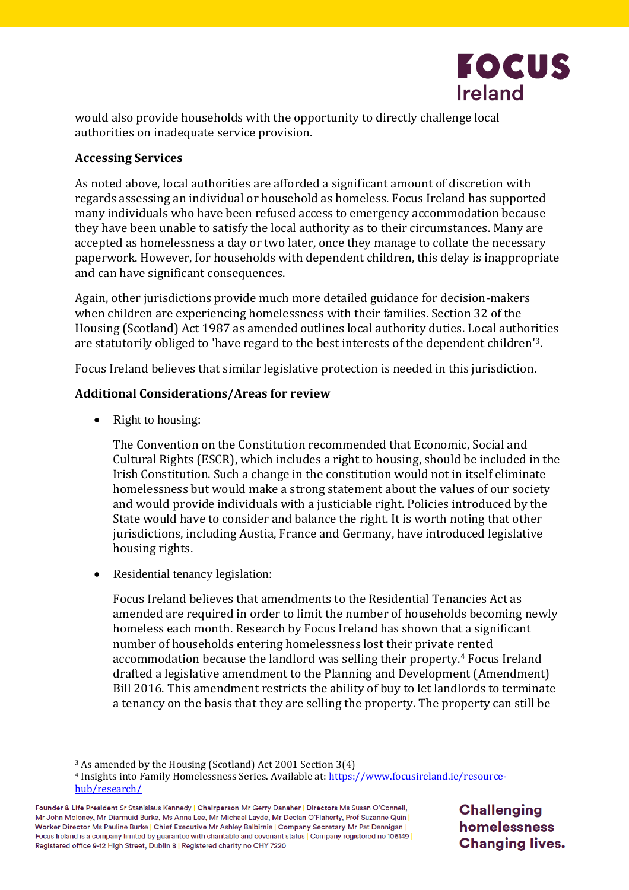would also provide households with the opportunity to directly challenge local authorities on inadequate service provision.

**Accessing Services**

As noted above, local authorities are afforded a significant amount of discretion with regards assessing an individual or household as homeless. Focus Ireland has supported many individuals who have been refused access to emergency accommodation because they have been unable to satisfy the local authority as to their circumstances. Many are accepted as homelessness a day or two later, once they manage to collate the necessary paperwork. However, for households with dependent children, this delay is inappropriate and can have significant consequences.

Again, other jurisdictions provide much more detailed guidance for decision-makers when children are experiencing homelessness with their families. Section 32 of the Housing (Scotland) Act 1987 as amended outlines local authority duties. Local authorities are statutorily obliged to 'have regard to the best interests of the dependent children'[3].

Focus Ireland believes that similar legislative protection is needed in this jurisdiction.

**Additional Considerations/Areas for review**

- Right to housing:

  The Convention on the Constitution recommended that Economic, Social and Cultural Rights (ESCR), which includes a right to housing, should be included in the Irish Constitution. Such a change in the constitution would not in itself eliminate homelessness but would make a strong statement about the values of our society and would provide individuals with a justiciable right. Policies introduced by the State would have to consider and balance the right. It is worth noting that other jurisdictions, including Austia, France and Germany, have introduced legislative housing rights.

- Residential tenancy legislation:

  Focus Ireland believes that amendments to the Residential Tenancies Act as amended are required in order to limit the number of households becoming newly homeless each month. Research by Focus Ireland has shown that a significant number of households entering homelessness lost their private rented accommodation because the landlord was selling their property.[4] Focus Ireland drafted a legislative amendment to the Planning and Development (Amendment) Bill 2016. This amendment restricts the ability of buy to let landlords to terminate a tenancy on the basis that they are selling the property. The property can still be

---

[3] As amended by the Housing (Scotland) Act 2001 Section 3(4)

[4] Insights into Family Homelessness Series. Available at: https://www.focusireland.ie/resource-hub/research/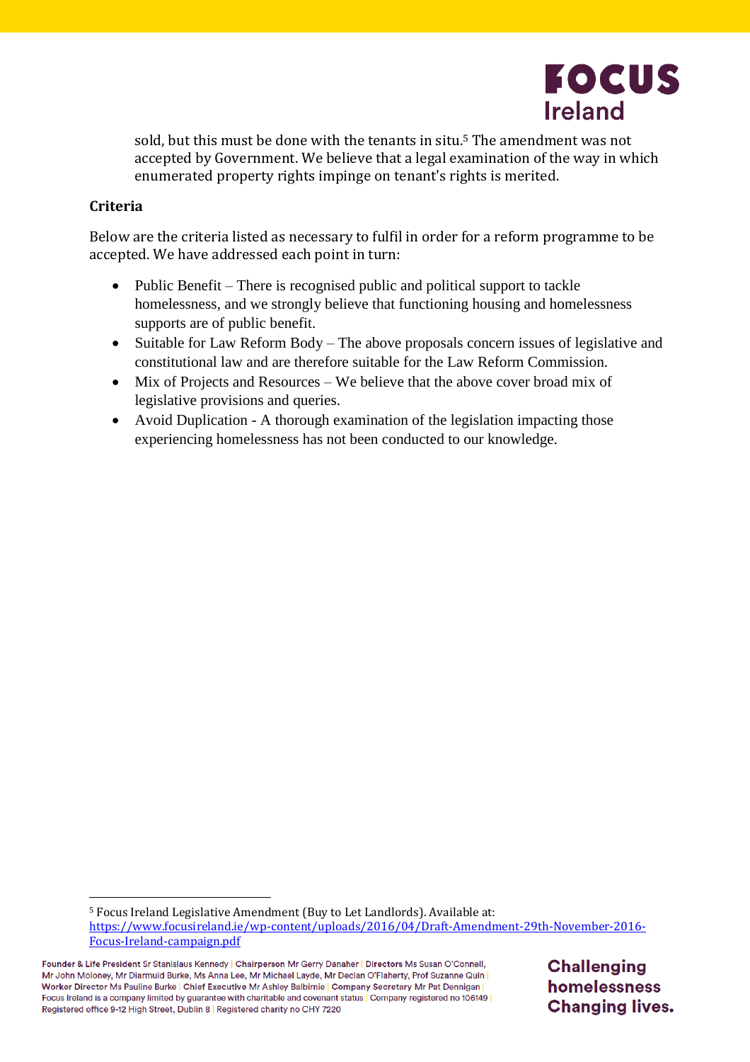sold, but this must be done with the tenants in situ.[5] The amendment was not accepted by Government. We believe that a legal examination of the way in which enumerated property rights impinge on tenant's rights is merited.

**Criteria**

Below are the criteria listed as necessary to fulfil in order for a reform programme to be accepted. We have addressed each point in turn:

- Public Benefit – There is recognised public and political support to tackle homelessness, and we strongly believe that functioning housing and homelessness supports are of public benefit.
- Suitable for Law Reform Body – The above proposals concern issues of legislative and constitutional law and are therefore suitable for the Law Reform Commission.
- Mix of Projects and Resources – We believe that the above cover broad mix of legislative provisions and queries.
- Avoid Duplication - A thorough examination of the legislation impacting those experiencing homelessness has not been conducted to our knowledge.

---

[5] Focus Ireland Legislative Amendment (Buy to Let Landlords). Available at: https://www.focusireland.ie/wp-content/uploads/2016/04/Draft-Amendment-29th-November-2016-Focus-Ireland-campaign.pdf